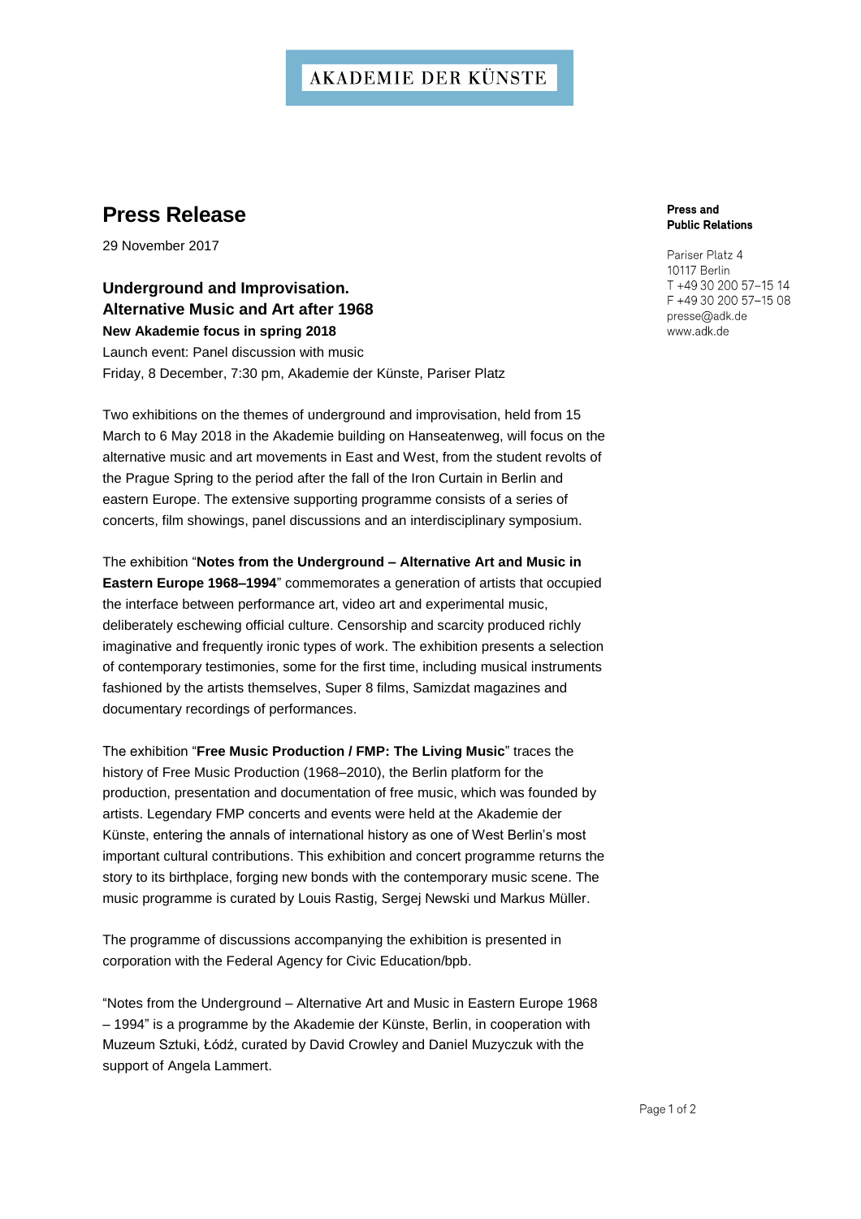AKADEMIE DER KÜNSTE

# Press Release

29 November 2017

**Press and Public Relations**

Pariser Platz 4
10117 Berlin
T +49 30 200 57-15 14
F +49 30 200 57-15 08
presse@adk.de
www.adk.de

## Underground and Improvisation. Alternative Music and Art after 1968

**New Akademie focus in spring 2018**

Launch event: Panel discussion with music
Friday, 8 December, 7:30 pm, Akademie der Künste, Pariser Platz

Two exhibitions on the themes of underground and improvisation, held from 15 March to 6 May 2018 in the Akademie building on Hanseatenweg, will focus on the alternative music and art movements in East and West, from the student revolts of the Prague Spring to the period after the fall of the Iron Curtain in Berlin and eastern Europe. The extensive supporting programme consists of a series of concerts, film showings, panel discussions and an interdisciplinary symposium.

The exhibition "**Notes from the Underground – Alternative Art and Music in Eastern Europe 1968–1994**" commemorates a generation of artists that occupied the interface between performance art, video art and experimental music, deliberately eschewing official culture. Censorship and scarcity produced richly imaginative and frequently ironic types of work. The exhibition presents a selection of contemporary testimonies, some for the first time, including musical instruments fashioned by the artists themselves, Super 8 films, Samizdat magazines and documentary recordings of performances.

The exhibition "**Free Music Production / FMP: The Living Music**" traces the history of Free Music Production (1968–2010), the Berlin platform for the production, presentation and documentation of free music, which was founded by artists. Legendary FMP concerts and events were held at the Akademie der Künste, entering the annals of international history as one of West Berlin's most important cultural contributions. This exhibition and concert programme returns the story to its birthplace, forging new bonds with the contemporary music scene. The music programme is curated by Louis Rastig, Sergej Newski und Markus Müller.

The programme of discussions accompanying the exhibition is presented in corporation with the Federal Agency for Civic Education/bpb.

"Notes from the Underground – Alternative Art and Music in Eastern Europe 1968 – 1994" is a programme by the Akademie der Künste, Berlin, in cooperation with Muzeum Sztuki, Łódź, curated by David Crowley and Daniel Muzyczuk with the support of Angela Lammert.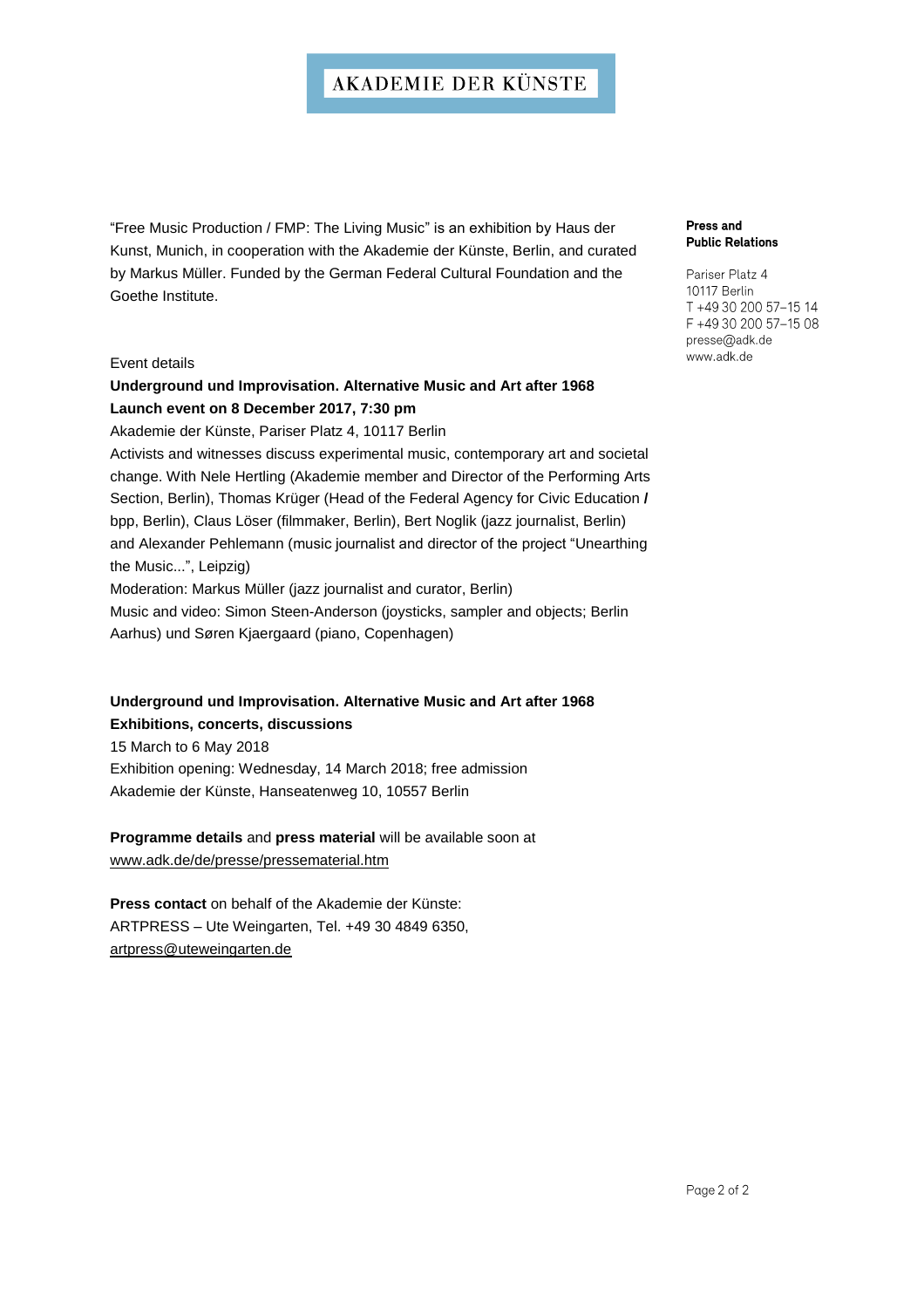AKADEMIE DER KÜNSTE

"Free Music Production / FMP: The Living Music" is an exhibition by Haus der Kunst, Munich, in cooperation with the Akademie der Künste, Berlin, and curated by Markus Müller. Funded by the German Federal Cultural Foundation and the Goethe Institute.

**Press and Public Relations**

Pariser Platz 4
10117 Berlin
T +49 30 200 57-15 14
F +49 30 200 57-15 08
presse@adk.de
www.adk.de

Event details

**Underground und Improvisation. Alternative Music and Art after 1968**
**Launch event on 8 December 2017, 7:30 pm**

Akademie der Künste, Pariser Platz 4, 10117 Berlin

Activists and witnesses discuss experimental music, contemporary art and societal change. With Nele Hertling (Akademie member and Director of the Performing Arts Section, Berlin), Thomas Krüger (Head of the Federal Agency for Civic Education **/** bpp, Berlin), Claus Löser (filmmaker, Berlin), Bert Noglik (jazz journalist, Berlin) and Alexander Pehlemann (music journalist and director of the project "Unearthing the Music...", Leipzig)

Moderation: Markus Müller (jazz journalist and curator, Berlin)

Music and video: Simon Steen-Anderson (joysticks, sampler and objects; Berlin Aarhus) und Søren Kjaergaard (piano, Copenhagen)

**Underground und Improvisation. Alternative Music and Art after 1968**
**Exhibitions, concerts, discussions**

15 March to 6 May 2018
Exhibition opening: Wednesday, 14 March 2018; free admission
Akademie der Künste, Hanseatenweg 10, 10557 Berlin

**Programme details** and **press material** will be available soon at www.adk.de/de/presse/pressematerial.htm

**Press contact** on behalf of the Akademie der Künste:
ARTPRESS – Ute Weingarten, Tel. +49 30 4849 6350,
artpress@uteweingarten.de